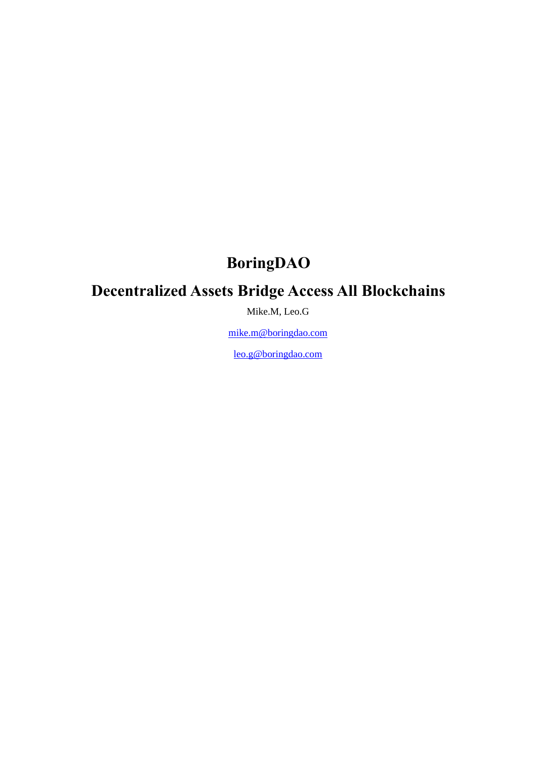# BoringDAO

# Decentralized Assets Bridge Access All Blockchains

Mike.M, Leo.G

mike.m@boringdao.com

leo.g@boringdao.com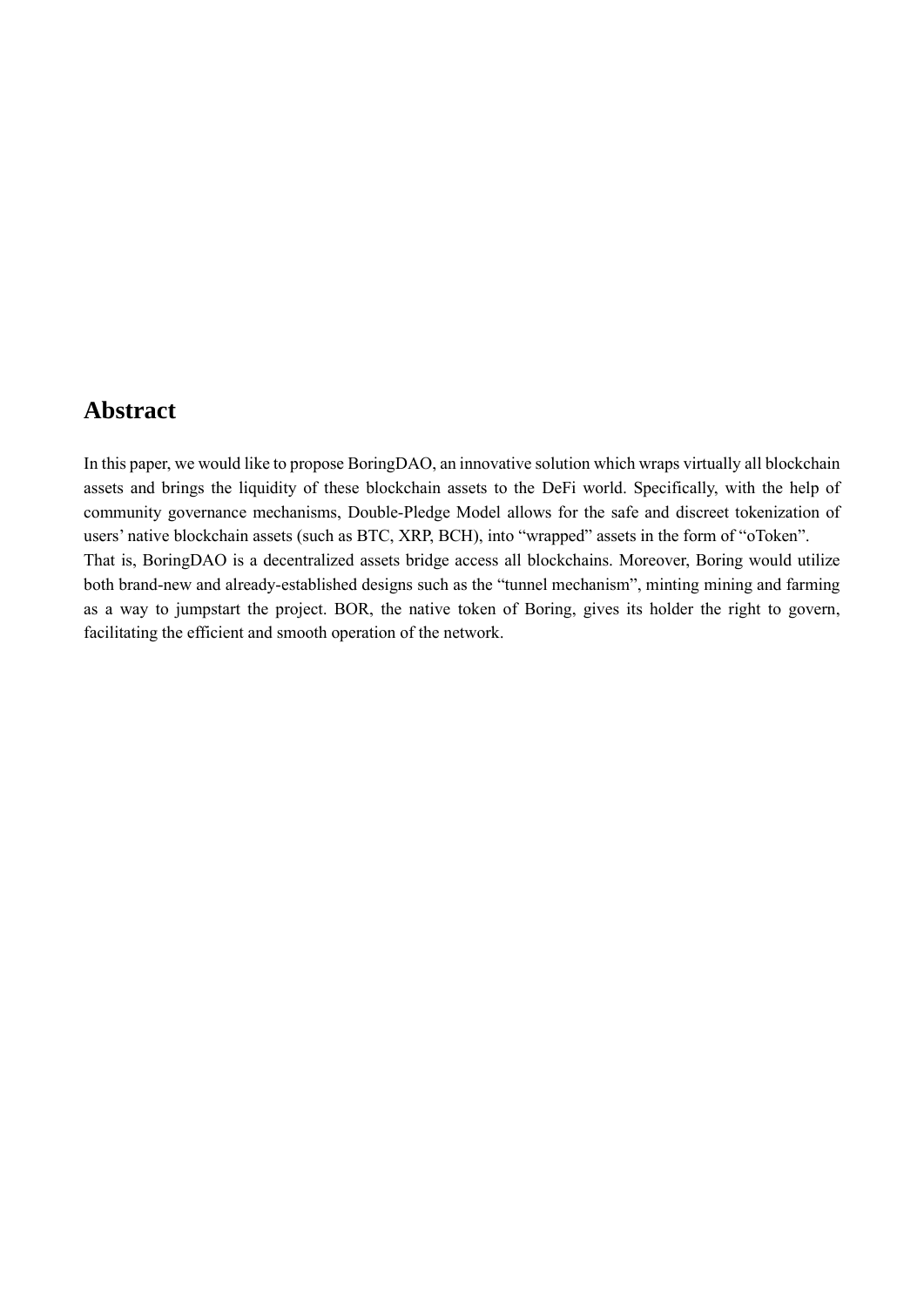## Abstract

In this paper, we would like to propose BoringDAO, an innovative solution which wraps virtually all blockchain assets and brings the liquidity of these blockchain assets to the DeFi world. Specifically, with the help of community governance mechanisms, Double-Pledge Model allows for the safe and discreet tokenization of users' native blockchain assets (such as BTC, XRP, BCH), into "wrapped" assets in the form of "oToken".
That is, BoringDAO is a decentralized assets bridge access all blockchains. Moreover, Boring would utilize both brand-new and already-established designs such as the "tunnel mechanism", minting mining and farming as a way to jumpstart the project. BOR, the native token of Boring, gives its holder the right to govern, facilitating the efficient and smooth operation of the network.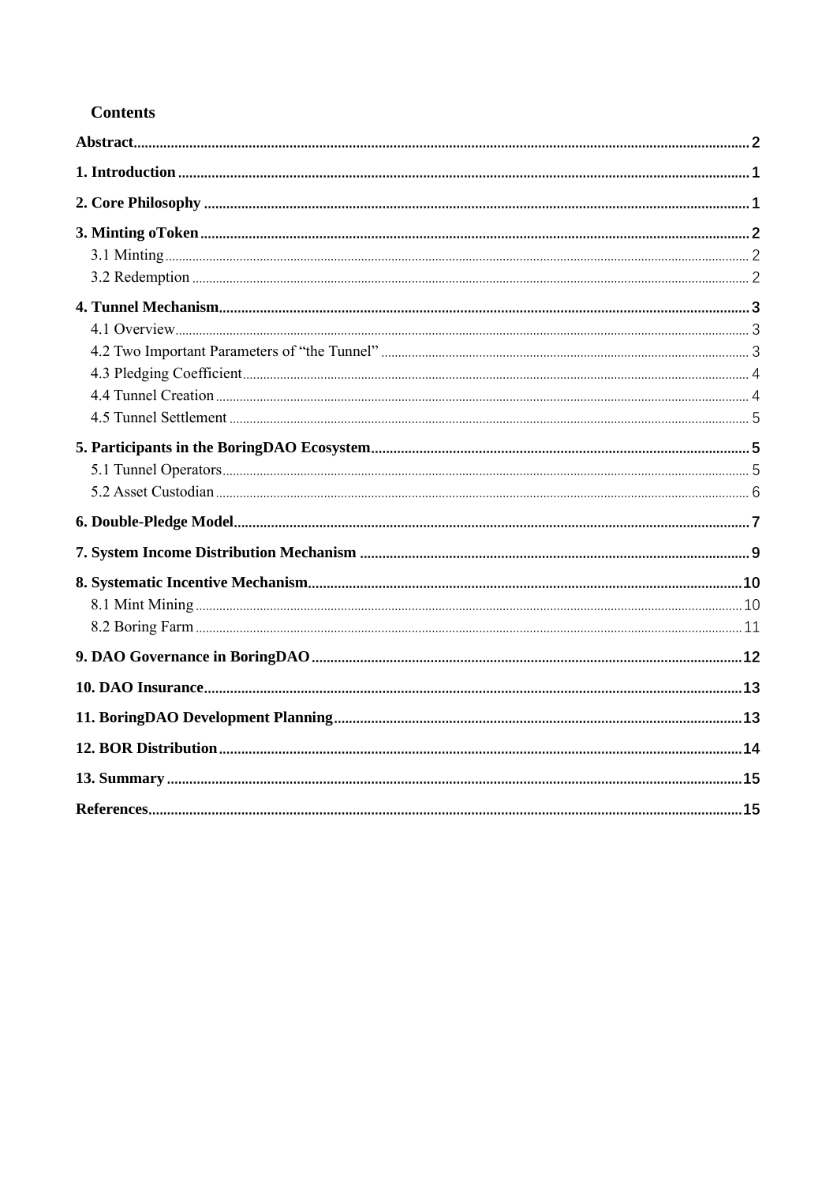## Contents

- **Abstract** ..... 2
- **1. Introduction** ..... 1
- **2. Core Philosophy** ..... 1
- **3. Minting oToken** ..... 2
  - 3.1 Minting ..... 2
  - 3.2 Redemption ..... 2
- **4. Tunnel Mechanism** ..... 3
  - 4.1 Overview ..... 3
  - 4.2 Two Important Parameters of "the Tunnel" ..... 3
  - 4.3 Pledging Coefficient ..... 4
  - 4.4 Tunnel Creation ..... 4
  - 4.5 Tunnel Settlement ..... 5
- **5. Participants in the BoringDAO Ecosystem** ..... 5
  - 5.1 Tunnel Operators ..... 5
  - 5.2 Asset Custodian ..... 6
- **6. Double-Pledge Model** ..... 7
- **7. System Income Distribution Mechanism** ..... 9
- **8. Systematic Incentive Mechanism** ..... 10
  - 8.1 Mint Mining ..... 10
  - 8.2 Boring Farm ..... 11
- **9. DAO Governance in BoringDAO** ..... 12
- **10. DAO Insurance** ..... 13
- **11. BoringDAO Development Planning** ..... 13
- **12. BOR Distribution** ..... 14
- **13. Summary** ..... 15
- **References** ..... 15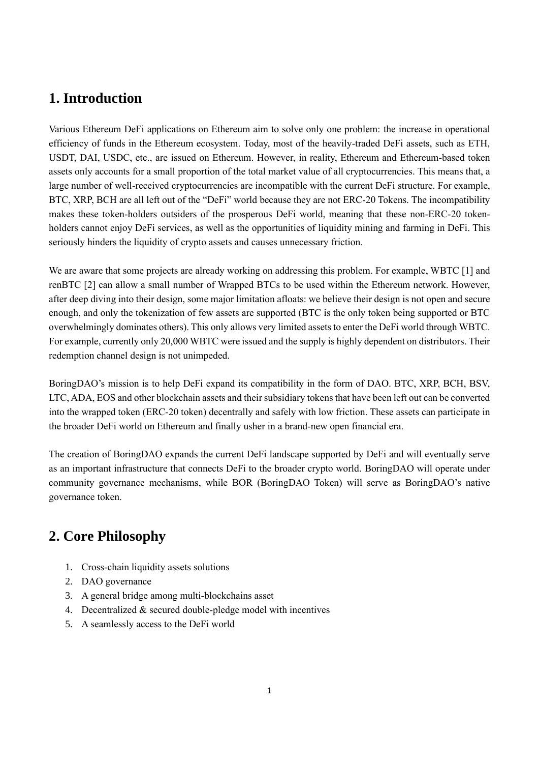# 1. Introduction

Various Ethereum DeFi applications on Ethereum aim to solve only one problem: the increase in operational efficiency of funds in the Ethereum ecosystem. Today, most of the heavily-traded DeFi assets, such as ETH, USDT, DAI, USDC, etc., are issued on Ethereum. However, in reality, Ethereum and Ethereum-based token assets only accounts for a small proportion of the total market value of all cryptocurrencies. This means that, a large number of well-received cryptocurrencies are incompatible with the current DeFi structure. For example, BTC, XRP, BCH are all left out of the "DeFi" world because they are not ERC-20 Tokens. The incompatibility makes these token-holders outsiders of the prosperous DeFi world, meaning that these non-ERC-20 token-holders cannot enjoy DeFi services, as well as the opportunities of liquidity mining and farming in DeFi. This seriously hinders the liquidity of crypto assets and causes unnecessary friction.

We are aware that some projects are already working on addressing this problem. For example, WBTC [1] and renBTC [2] can allow a small number of Wrapped BTCs to be used within the Ethereum network. However, after deep diving into their design, some major limitation afloats: we believe their design is not open and secure enough, and only the tokenization of few assets are supported (BTC is the only token being supported or BTC overwhelmingly dominates others). This only allows very limited assets to enter the DeFi world through WBTC. For example, currently only 20,000 WBTC were issued and the supply is highly dependent on distributors. Their redemption channel design is not unimpeded.

BoringDAO's mission is to help DeFi expand its compatibility in the form of DAO. BTC, XRP, BCH, BSV, LTC, ADA, EOS and other blockchain assets and their subsidiary tokens that have been left out can be converted into the wrapped token (ERC-20 token) decentrally and safely with low friction. These assets can participate in the broader DeFi world on Ethereum and finally usher in a brand-new open financial era.

The creation of BoringDAO expands the current DeFi landscape supported by DeFi and will eventually serve as an important infrastructure that connects DeFi to the broader crypto world. BoringDAO will operate under community governance mechanisms, while BOR (BoringDAO Token) will serve as BoringDAO's native governance token.

# 2. Core Philosophy

1. Cross-chain liquidity assets solutions
2. DAO governance
3. A general bridge among multi-blockchains asset
4. Decentralized & secured double-pledge model with incentives
5. A seamlessly access to the DeFi world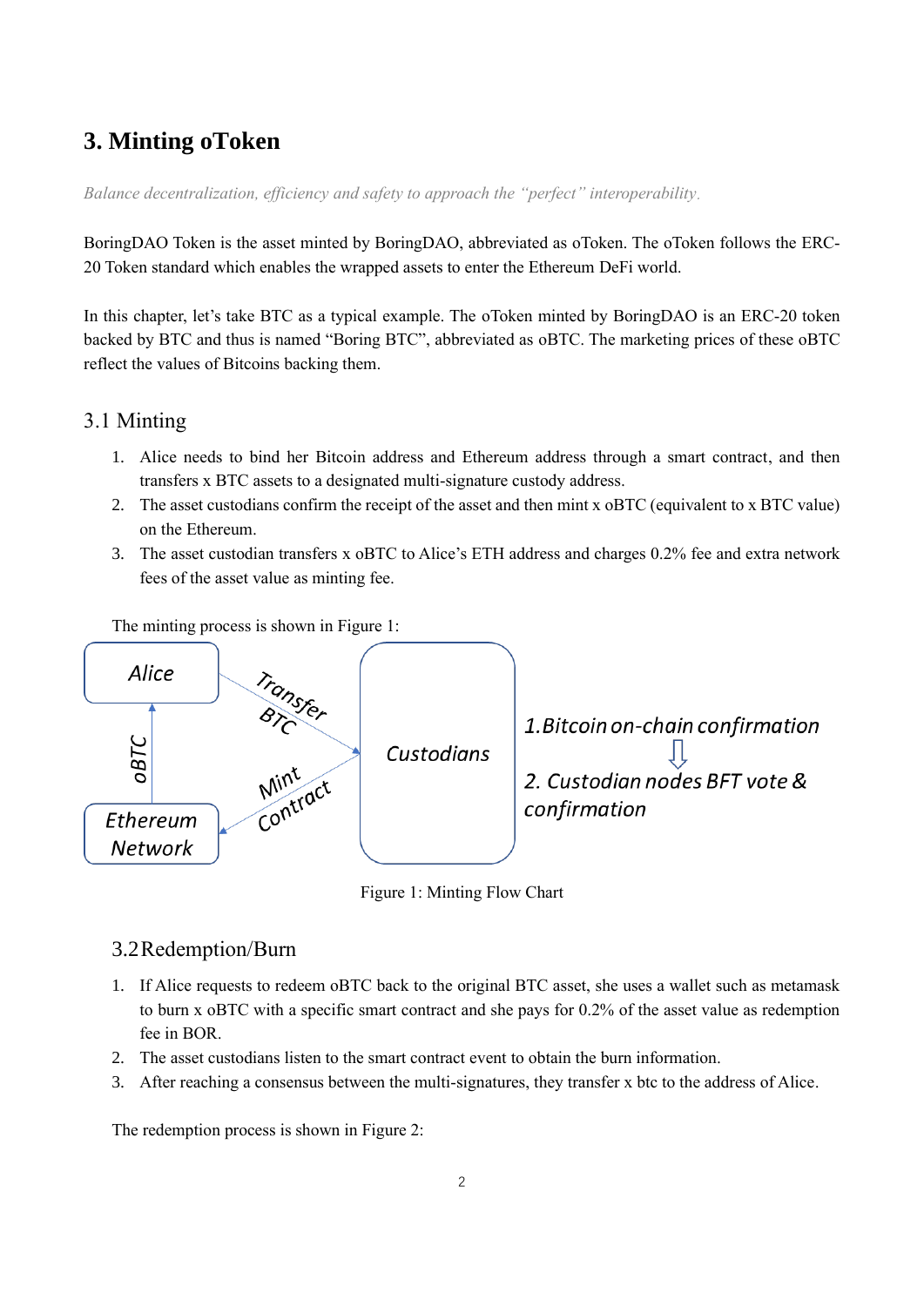# 3. Minting oToken

*Balance decentralization, efficiency and safety to approach the "perfect" interoperability.*

BoringDAO Token is the asset minted by BoringDAO, abbreviated as oToken. The oToken follows the ERC-20 Token standard which enables the wrapped assets to enter the Ethereum DeFi world.

In this chapter, let's take BTC as a typical example. The oToken minted by BoringDAO is an ERC-20 token backed by BTC and thus is named "Boring BTC", abbreviated as oBTC. The marketing prices of these oBTC reflect the values of Bitcoins backing them.

## 3.1 Minting

1. Alice needs to bind her Bitcoin address and Ethereum address through a smart contract, and then transfers x BTC assets to a designated multi-signature custody address.
2. The asset custodians confirm the receipt of the asset and then mint x oBTC (equivalent to x BTC value) on the Ethereum.
3. The asset custodian transfers x oBTC to Alice's ETH address and charges 0.2% fee and extra network fees of the asset value as minting fee.

The minting process is shown in Figure 1:

Figure 1: Minting Flow Chart

## 3.2 Redemption/Burn

1. If Alice requests to redeem oBTC back to the original BTC asset, she uses a wallet such as metamask to burn x oBTC with a specific smart contract and she pays for 0.2% of the asset value as redemption fee in BOR.
2. The asset custodians listen to the smart contract event to obtain the burn information.
3. After reaching a consensus between the multi-signatures, they transfer x btc to the address of Alice.

The redemption process is shown in Figure 2: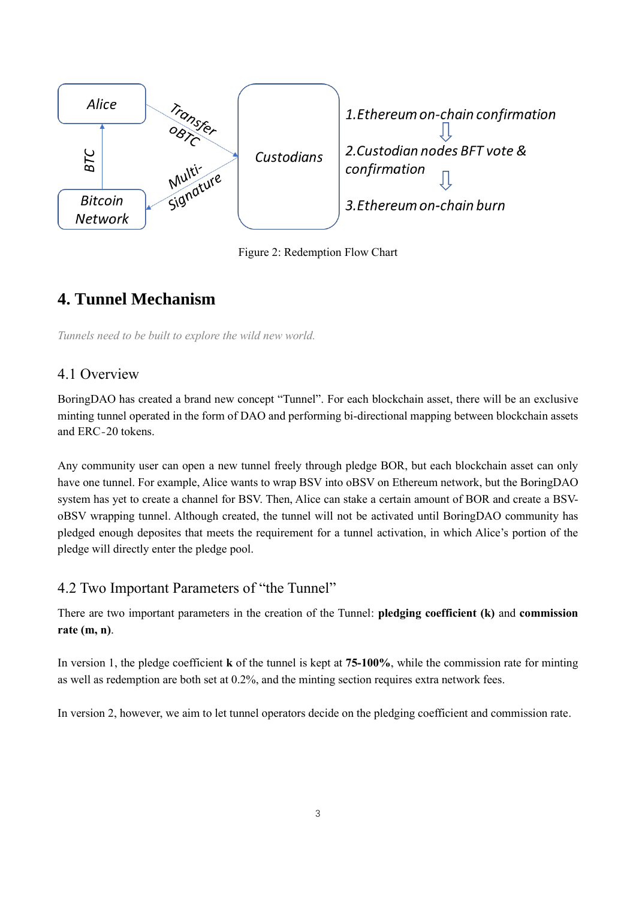Figure 2: Redemption Flow Chart

## 4. Tunnel Mechanism

*Tunnels need to be built to explore the wild new world.*

### 4.1 Overview

BoringDAO has created a brand new concept "Tunnel". For each blockchain asset, there will be an exclusive minting tunnel operated in the form of DAO and performing bi-directional mapping between blockchain assets and ERC-20 tokens.

Any community user can open a new tunnel freely through pledge BOR, but each blockchain asset can only have one tunnel. For example, Alice wants to wrap BSV into oBSV on Ethereum network, but the BoringDAO system has yet to create a channel for BSV. Then, Alice can stake a certain amount of BOR and create a BSV-oBSV wrapping tunnel. Although created, the tunnel will not be activated until BoringDAO community has pledged enough deposites that meets the requirement for a tunnel activation, in which Alice's portion of the pledge will directly enter the pledge pool.

### 4.2 Two Important Parameters of "the Tunnel"

There are two important parameters in the creation of the Tunnel: **pledging coefficient (k)** and **commission rate (m, n)**.

In version 1, the pledge coefficient **k** of the tunnel is kept at **75-100%**, while the commission rate for minting as well as redemption are both set at 0.2%, and the minting section requires extra network fees.

In version 2, however, we aim to let tunnel operators decide on the pledging coefficient and commission rate.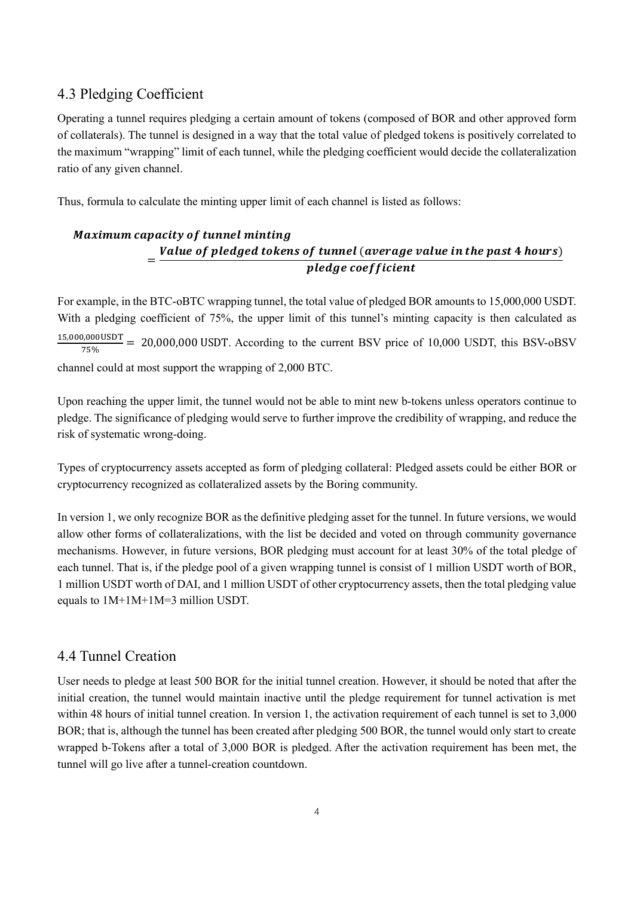## 4.3 Pledging Coefficient

Operating a tunnel requires pledging a certain amount of tokens (composed of BOR and other approved form of collaterals). The tunnel is designed in a way that the total value of pledged tokens is positively correlated to the maximum "wrapping" limit of each tunnel, while the pledging coefficient would decide the collateralization ratio of any given channel.

Thus, formula to calculate the minting upper limit of each channel is listed as follows:

$$\textit{Maximum capacity of tunnel minting} = \frac{\textit{Value of pledged tokens of tunnel (average value in the past 4 hours)}}{\textit{pledge coefficient}}$$

For example, in the BTC-oBTC wrapping tunnel, the total value of pledged BOR amounts to 15,000,000 USDT. With a pledging coefficient of 75%, the upper limit of this tunnel's minting capacity is then calculated as $\frac{15{,}000{,}000\text{USDT}}{75\%} = 20{,}000{,}000$ USDT. According to the current BSV price of 10,000 USDT, this BSV-oBSV channel could at most support the wrapping of 2,000 BTC.

Upon reaching the upper limit, the tunnel would not be able to mint new b-tokens unless operators continue to pledge. The significance of pledging would serve to further improve the credibility of wrapping, and reduce the risk of systematic wrong-doing.

Types of cryptocurrency assets accepted as form of pledging collateral: Pledged assets could be either BOR or cryptocurrency recognized as collateralized assets by the Boring community.

In version 1, we only recognize BOR as the definitive pledging asset for the tunnel. In future versions, we would allow other forms of collateralizations, with the list be decided and voted on through community governance mechanisms. However, in future versions, BOR pledging must account for at least 30% of the total pledge of each tunnel. That is, if the pledge pool of a given wrapping tunnel is consist of 1 million USDT worth of BOR, 1 million USDT worth of DAI, and 1 million USDT of other cryptocurrency assets, then the total pledging value equals to 1M+1M+1M=3 million USDT.

## 4.4 Tunnel Creation

User needs to pledge at least 500 BOR for the initial tunnel creation. However, it should be noted that after the initial creation, the tunnel would maintain inactive until the pledge requirement for tunnel activation is met within 48 hours of initial tunnel creation. In version 1, the activation requirement of each tunnel is set to 3,000 BOR; that is, although the tunnel has been created after pledging 500 BOR, the tunnel would only start to create wrapped b-Tokens after a total of 3,000 BOR is pledged. After the activation requirement has been met, the tunnel will go live after a tunnel-creation countdown.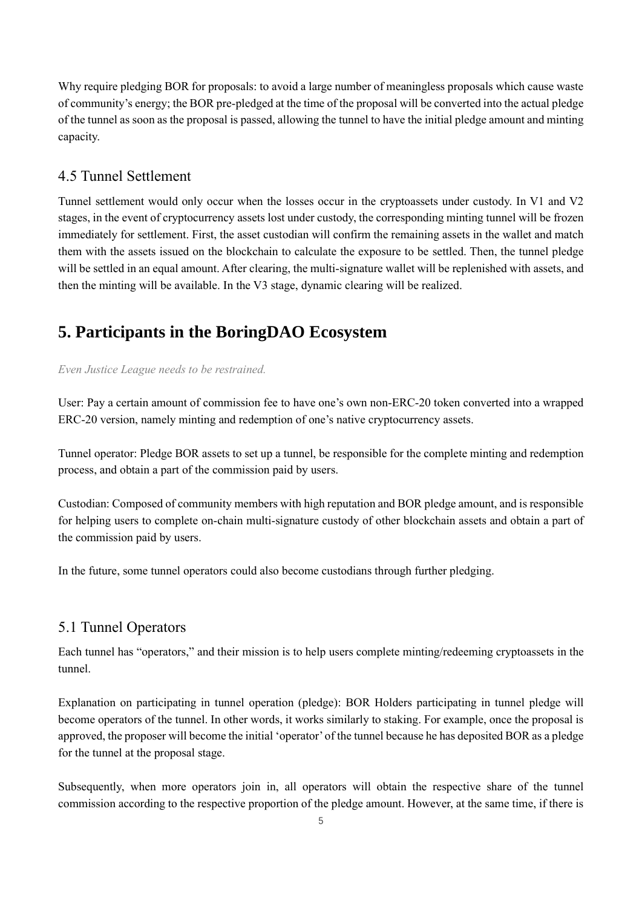Why require pledging BOR for proposals: to avoid a large number of meaningless proposals which cause waste of community's energy; the BOR pre-pledged at the time of the proposal will be converted into the actual pledge of the tunnel as soon as the proposal is passed, allowing the tunnel to have the initial pledge amount and minting capacity.

### 4.5 Tunnel Settlement

Tunnel settlement would only occur when the losses occur in the cryptoassets under custody. In V1 and V2 stages, in the event of cryptocurrency assets lost under custody, the corresponding minting tunnel will be frozen immediately for settlement. First, the asset custodian will confirm the remaining assets in the wallet and match them with the assets issued on the blockchain to calculate the exposure to be settled. Then, the tunnel pledge will be settled in an equal amount. After clearing, the multi-signature wallet will be replenished with assets, and then the minting will be available. In the V3 stage, dynamic clearing will be realized.

## 5. Participants in the BoringDAO Ecosystem

*Even Justice League needs to be restrained.*

User: Pay a certain amount of commission fee to have one's own non-ERC-20 token converted into a wrapped ERC-20 version, namely minting and redemption of one's native cryptocurrency assets.

Tunnel operator: Pledge BOR assets to set up a tunnel, be responsible for the complete minting and redemption process, and obtain a part of the commission paid by users.

Custodian: Composed of community members with high reputation and BOR pledge amount, and is responsible for helping users to complete on-chain multi-signature custody of other blockchain assets and obtain a part of the commission paid by users.

In the future, some tunnel operators could also become custodians through further pledging.

### 5.1 Tunnel Operators

Each tunnel has "operators," and their mission is to help users complete minting/redeeming cryptoassets in the tunnel.

Explanation on participating in tunnel operation (pledge): BOR Holders participating in tunnel pledge will become operators of the tunnel. In other words, it works similarly to staking. For example, once the proposal is approved, the proposer will become the initial 'operator' of the tunnel because he has deposited BOR as a pledge for the tunnel at the proposal stage.

Subsequently, when more operators join in, all operators will obtain the respective share of the tunnel commission according to the respective proportion of the pledge amount. However, at the same time, if there is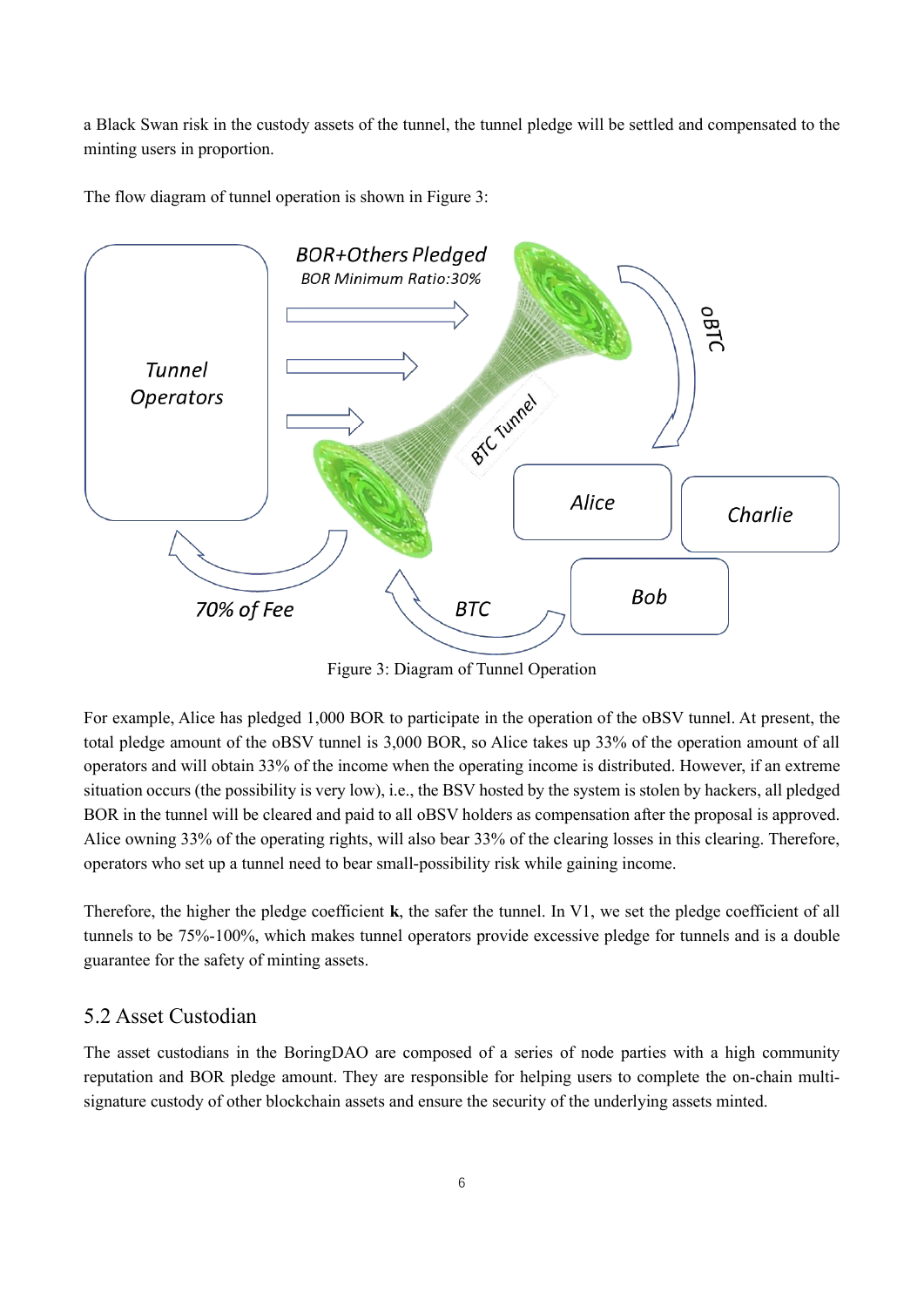a Black Swan risk in the custody assets of the tunnel, the tunnel pledge will be settled and compensated to the minting users in proportion.

The flow diagram of tunnel operation is shown in Figure 3:

Figure 3: Diagram of Tunnel Operation

For example, Alice has pledged 1,000 BOR to participate in the operation of the oBSV tunnel. At present, the total pledge amount of the oBSV tunnel is 3,000 BOR, so Alice takes up 33% of the operation amount of all operators and will obtain 33% of the income when the operating income is distributed. However, if an extreme situation occurs (the possibility is very low), i.e., the BSV hosted by the system is stolen by hackers, all pledged BOR in the tunnel will be cleared and paid to all oBSV holders as compensation after the proposal is approved. Alice owning 33% of the operating rights, will also bear 33% of the clearing losses in this clearing. Therefore, operators who set up a tunnel need to bear small-possibility risk while gaining income.

Therefore, the higher the pledge coefficient **k**, the safer the tunnel. In V1, we set the pledge coefficient of all tunnels to be 75%-100%, which makes tunnel operators provide excessive pledge for tunnels and is a double guarantee for the safety of minting assets.

## 5.2 Asset Custodian

The asset custodians in the BoringDAO are composed of a series of node parties with a high community reputation and BOR pledge amount. They are responsible for helping users to complete the on-chain multi-signature custody of other blockchain assets and ensure the security of the underlying assets minted.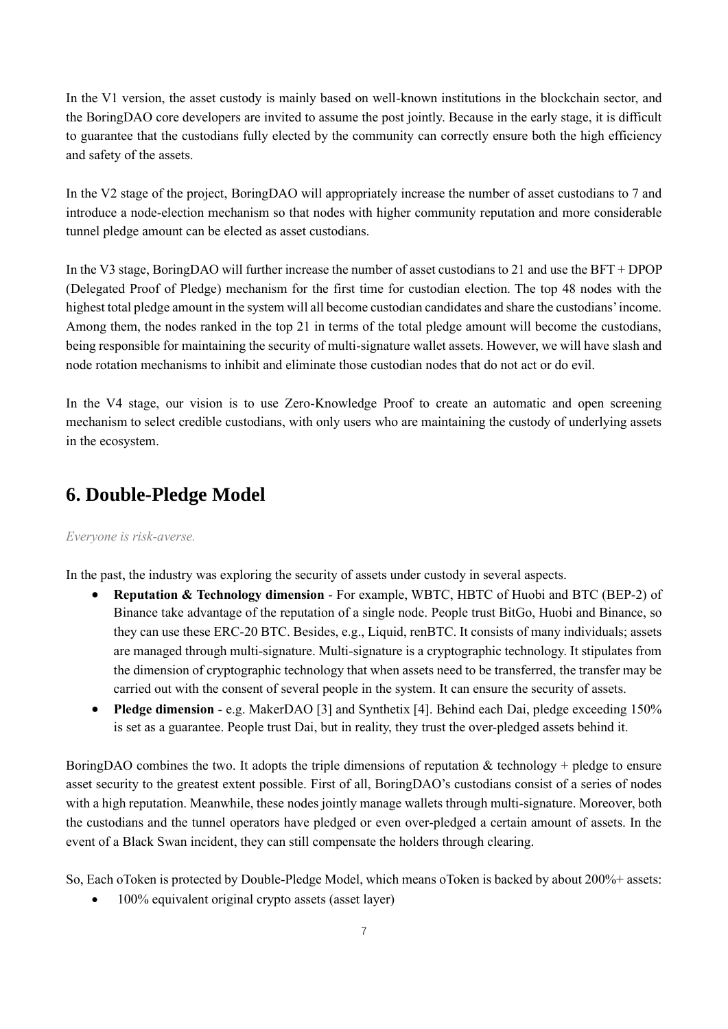In the V1 version, the asset custody is mainly based on well-known institutions in the blockchain sector, and the BoringDAO core developers are invited to assume the post jointly. Because in the early stage, it is difficult to guarantee that the custodians fully elected by the community can correctly ensure both the high efficiency and safety of the assets.

In the V2 stage of the project, BoringDAO will appropriately increase the number of asset custodians to 7 and introduce a node-election mechanism so that nodes with higher community reputation and more considerable tunnel pledge amount can be elected as asset custodians.

In the V3 stage, BoringDAO will further increase the number of asset custodians to 21 and use the BFT + DPOP (Delegated Proof of Pledge) mechanism for the first time for custodian election. The top 48 nodes with the highest total pledge amount in the system will all become custodian candidates and share the custodians' income. Among them, the nodes ranked in the top 21 in terms of the total pledge amount will become the custodians, being responsible for maintaining the security of multi-signature wallet assets. However, we will have slash and node rotation mechanisms to inhibit and eliminate those custodian nodes that do not act or do evil.

In the V4 stage, our vision is to use Zero-Knowledge Proof to create an automatic and open screening mechanism to select credible custodians, with only users who are maintaining the custody of underlying assets in the ecosystem.

## 6. Double-Pledge Model

*Everyone is risk-averse.*

In the past, the industry was exploring the security of assets under custody in several aspects.

- **Reputation & Technology dimension** - For example, WBTC, HBTC of Huobi and BTC (BEP-2) of Binance take advantage of the reputation of a single node. People trust BitGo, Huobi and Binance, so they can use these ERC-20 BTC. Besides, e.g., Liquid, renBTC. It consists of many individuals; assets are managed through multi-signature. Multi-signature is a cryptographic technology. It stipulates from the dimension of cryptographic technology that when assets need to be transferred, the transfer may be carried out with the consent of several people in the system. It can ensure the security of assets.
- **Pledge dimension** - e.g. MakerDAO [3] and Synthetix [4]. Behind each Dai, pledge exceeding 150% is set as a guarantee. People trust Dai, but in reality, they trust the over-pledged assets behind it.

BoringDAO combines the two. It adopts the triple dimensions of reputation & technology + pledge to ensure asset security to the greatest extent possible. First of all, BoringDAO's custodians consist of a series of nodes with a high reputation. Meanwhile, these nodes jointly manage wallets through multi-signature. Moreover, both the custodians and the tunnel operators have pledged or even over-pledged a certain amount of assets. In the event of a Black Swan incident, they can still compensate the holders through clearing.

So, Each oToken is protected by Double-Pledge Model, which means oToken is backed by about 200%+ assets:

- 100% equivalent original crypto assets (asset layer)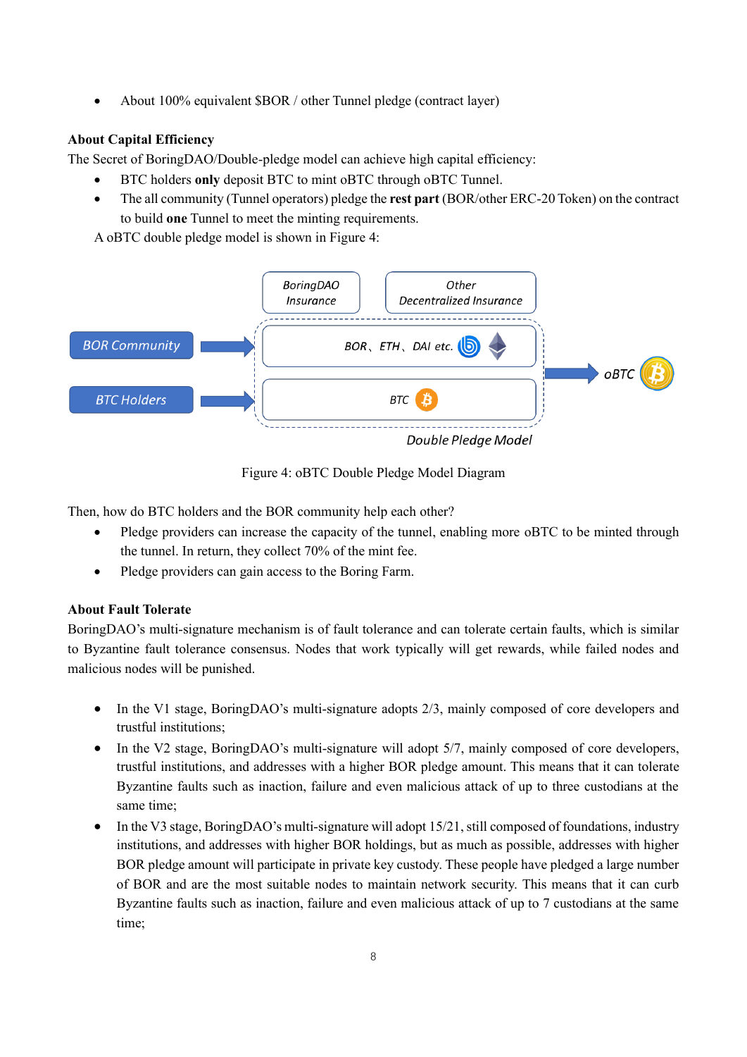- About 100% equivalent $BOR / other Tunnel pledge (contract layer)

**About Capital Efficiency**

The Secret of BoringDAO/Double-pledge model can achieve high capital efficiency:

- BTC holders **only** deposit BTC to mint oBTC through oBTC Tunnel.
- The all community (Tunnel operators) pledge the **rest part** (BOR/other ERC-20 Token) on the contract to build **one** Tunnel to meet the minting requirements.

A oBTC double pledge model is shown in Figure 4:

Figure 4: oBTC Double Pledge Model Diagram

Then, how do BTC holders and the BOR community help each other?

- Pledge providers can increase the capacity of the tunnel, enabling more oBTC to be minted through the tunnel. In return, they collect 70% of the mint fee.
- Pledge providers can gain access to the Boring Farm.

**About Fault Tolerate**

BoringDAO's multi-signature mechanism is of fault tolerance and can tolerate certain faults, which is similar to Byzantine fault tolerance consensus. Nodes that work typically will get rewards, while failed nodes and malicious nodes will be punished.

- In the V1 stage, BoringDAO's multi-signature adopts 2/3, mainly composed of core developers and trustful institutions;
- In the V2 stage, BoringDAO's multi-signature will adopt 5/7, mainly composed of core developers, trustful institutions, and addresses with a higher BOR pledge amount. This means that it can tolerate Byzantine faults such as inaction, failure and even malicious attack of up to three custodians at the same time;
- In the V3 stage, BoringDAO's multi-signature will adopt 15/21, still composed of foundations, industry institutions, and addresses with higher BOR holdings, but as much as possible, addresses with higher BOR pledge amount will participate in private key custody. These people have pledged a large number of BOR and are the most suitable nodes to maintain network security. This means that it can curb Byzantine faults such as inaction, failure and even malicious attack of up to 7 custodians at the same time;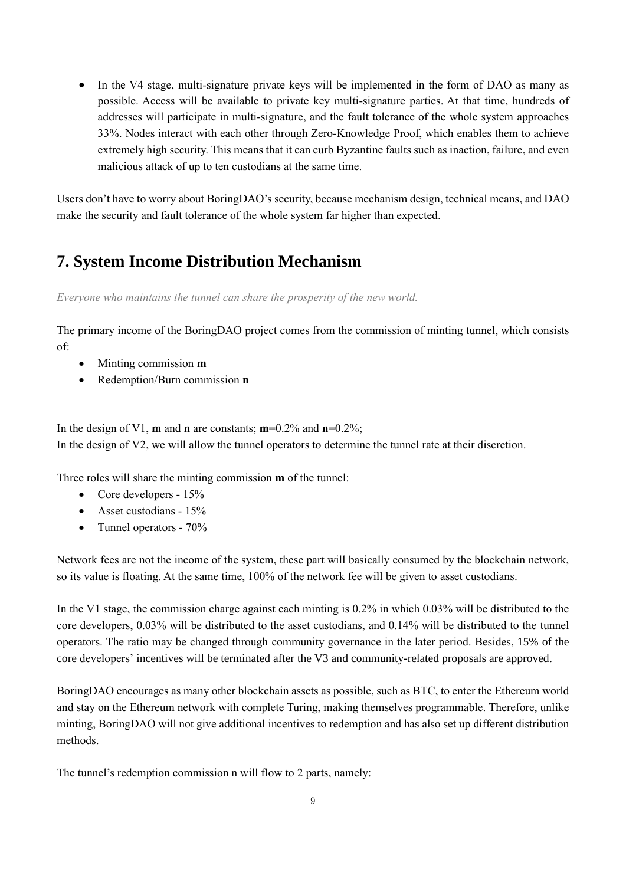- In the V4 stage, multi-signature private keys will be implemented in the form of DAO as many as possible. Access will be available to private key multi-signature parties. At that time, hundreds of addresses will participate in multi-signature, and the fault tolerance of the whole system approaches 33%. Nodes interact with each other through Zero-Knowledge Proof, which enables them to achieve extremely high security. This means that it can curb Byzantine faults such as inaction, failure, and even malicious attack of up to ten custodians at the same time.

Users don't have to worry about BoringDAO's security, because mechanism design, technical means, and DAO make the security and fault tolerance of the whole system far higher than expected.

## 7. System Income Distribution Mechanism

*Everyone who maintains the tunnel can share the prosperity of the new world.*

The primary income of the BoringDAO project comes from the commission of minting tunnel, which consists of:

- Minting commission **m**
- Redemption/Burn commission **n**

In the design of V1, **m** and **n** are constants; **m**=0.2% and **n**=0.2%;
In the design of V2, we will allow the tunnel operators to determine the tunnel rate at their discretion.

Three roles will share the minting commission **m** of the tunnel:

- Core developers - 15%
- Asset custodians - 15%
- Tunnel operators - 70%

Network fees are not the income of the system, these part will basically consumed by the blockchain network, so its value is floating. At the same time, 100% of the network fee will be given to asset custodians.

In the V1 stage, the commission charge against each minting is 0.2% in which 0.03% will be distributed to the core developers, 0.03% will be distributed to the asset custodians, and 0.14% will be distributed to the tunnel operators. The ratio may be changed through community governance in the later period. Besides, 15% of the core developers' incentives will be terminated after the V3 and community-related proposals are approved.

BoringDAO encourages as many other blockchain assets as possible, such as BTC, to enter the Ethereum world and stay on the Ethereum network with complete Turing, making themselves programmable. Therefore, unlike minting, BoringDAO will not give additional incentives to redemption and has also set up different distribution methods.

The tunnel's redemption commission n will flow to 2 parts, namely: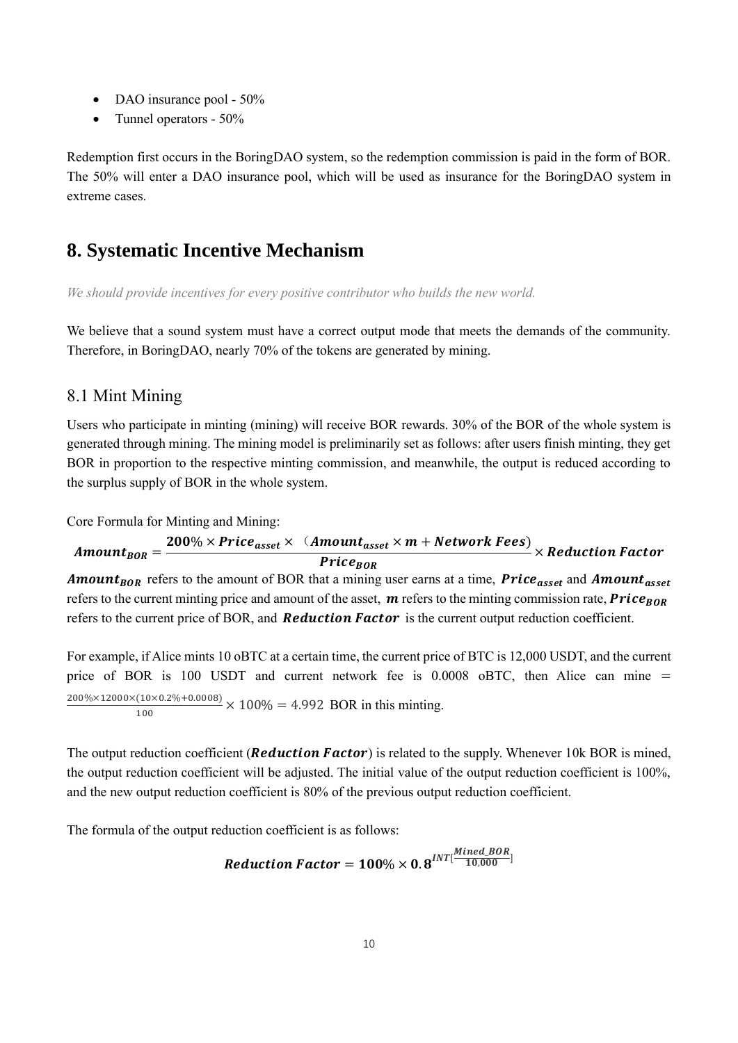- DAO insurance pool - 50%
- Tunnel operators - 50%

Redemption first occurs in the BoringDAO system, so the redemption commission is paid in the form of BOR. The 50% will enter a DAO insurance pool, which will be used as insurance for the BoringDAO system in extreme cases.

# 8. Systematic Incentive Mechanism

*We should provide incentives for every positive contributor who builds the new world.*

We believe that a sound system must have a correct output mode that meets the demands of the community. Therefore, in BoringDAO, nearly 70% of the tokens are generated by mining.

## 8.1 Mint Mining

Users who participate in minting (mining) will receive BOR rewards. 30% of the BOR of the whole system is generated through mining. The mining model is preliminarily set as follows: after users finish minting, they get BOR in proportion to the respective minting commission, and meanwhile, the output is reduced according to the surplus supply of BOR in the whole system.

Core Formula for Minting and Mining:

$$\boldsymbol{Amount_{BOR}} = \frac{\mathbf{200\%} \times \boldsymbol{Price_{asset}} \times (\boldsymbol{Amount_{asset}} \times \boldsymbol{m} + \boldsymbol{Network\ Fees})}{\boldsymbol{Price_{BOR}}} \times \boldsymbol{Reduction\ Factor}$$

$\boldsymbol{Amount_{BOR}}$ refers to the amount of BOR that a mining user earns at a time, $\boldsymbol{Price_{asset}}$ and $\boldsymbol{Amount_{asset}}$ refers to the current minting price and amount of the asset, $\boldsymbol{m}$ refers to the minting commission rate, $\boldsymbol{Price_{BOR}}$ refers to the current price of BOR, and $\boldsymbol{Reduction\ Factor}$ is the current output reduction coefficient.

For example, if Alice mints 10 oBTC at a certain time, the current price of BTC is 12,000 USDT, and the current price of BOR is 100 USDT and current network fee is 0.0008 oBTC, then Alice can mine $= \frac{200\% \times 12000 \times (10 \times 0.2\% + 0.0008)}{100} \times 100\% = 4.992$ BOR in this minting.

The output reduction coefficient ($\boldsymbol{Reduction\ Factor}$) is related to the supply. Whenever 10k BOR is mined, the output reduction coefficient will be adjusted. The initial value of the output reduction coefficient is 100%, and the new output reduction coefficient is 80% of the previous output reduction coefficient.

The formula of the output reduction coefficient is as follows:

$$\boldsymbol{Reduction\ Factor} = \mathbf{100\%} \times \mathbf{0.8}^{INT\left[\frac{Mined\_BOR}{10{,}000}\right]}$$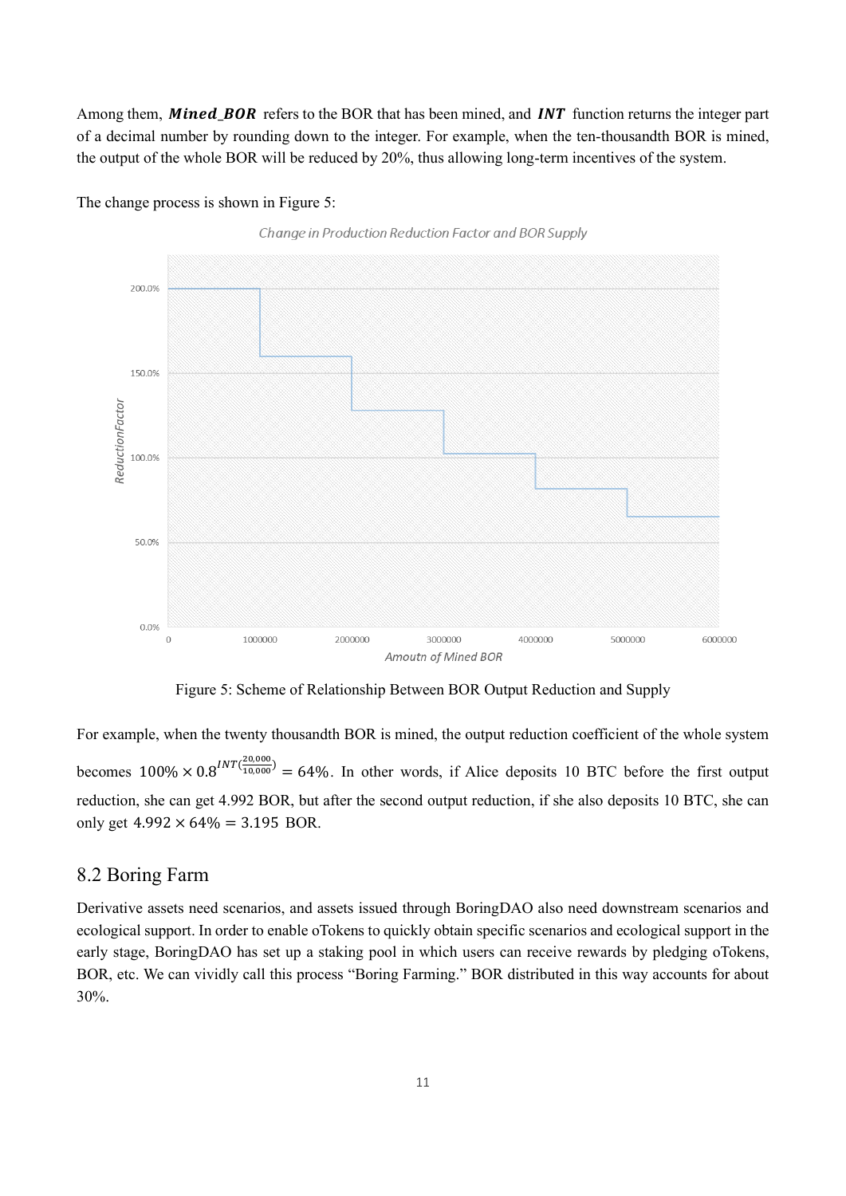Among them, $\boldsymbol{Mined\_BOR}$ refers to the BOR that has been mined, and $\boldsymbol{INT}$ function returns the integer part of a decimal number by rounding down to the integer. For example, when the ten-thousandth BOR is mined, the output of the whole BOR will be reduced by 20%, thus allowing long-term incentives of the system.

The change process is shown in Figure 5:

Figure 5: Scheme of Relationship Between BOR Output Reduction and Supply

For example, when the twenty thousandth BOR is mined, the output reduction coefficient of the whole system becomes $100\% \times 0.8^{INT(\frac{20,000}{10,000})} = 64\%$. In other words, if Alice deposits 10 BTC before the first output reduction, she can get 4.992 BOR, but after the second output reduction, if she also deposits 10 BTC, she can only get $4.992 \times 64\% = 3.195$ BOR.

## 8.2 Boring Farm

Derivative assets need scenarios, and assets issued through BoringDAO also need downstream scenarios and ecological support. In order to enable oTokens to quickly obtain specific scenarios and ecological support in the early stage, BoringDAO has set up a staking pool in which users can receive rewards by pledging oTokens, BOR, etc. We can vividly call this process "Boring Farming." BOR distributed in this way accounts for about 30%.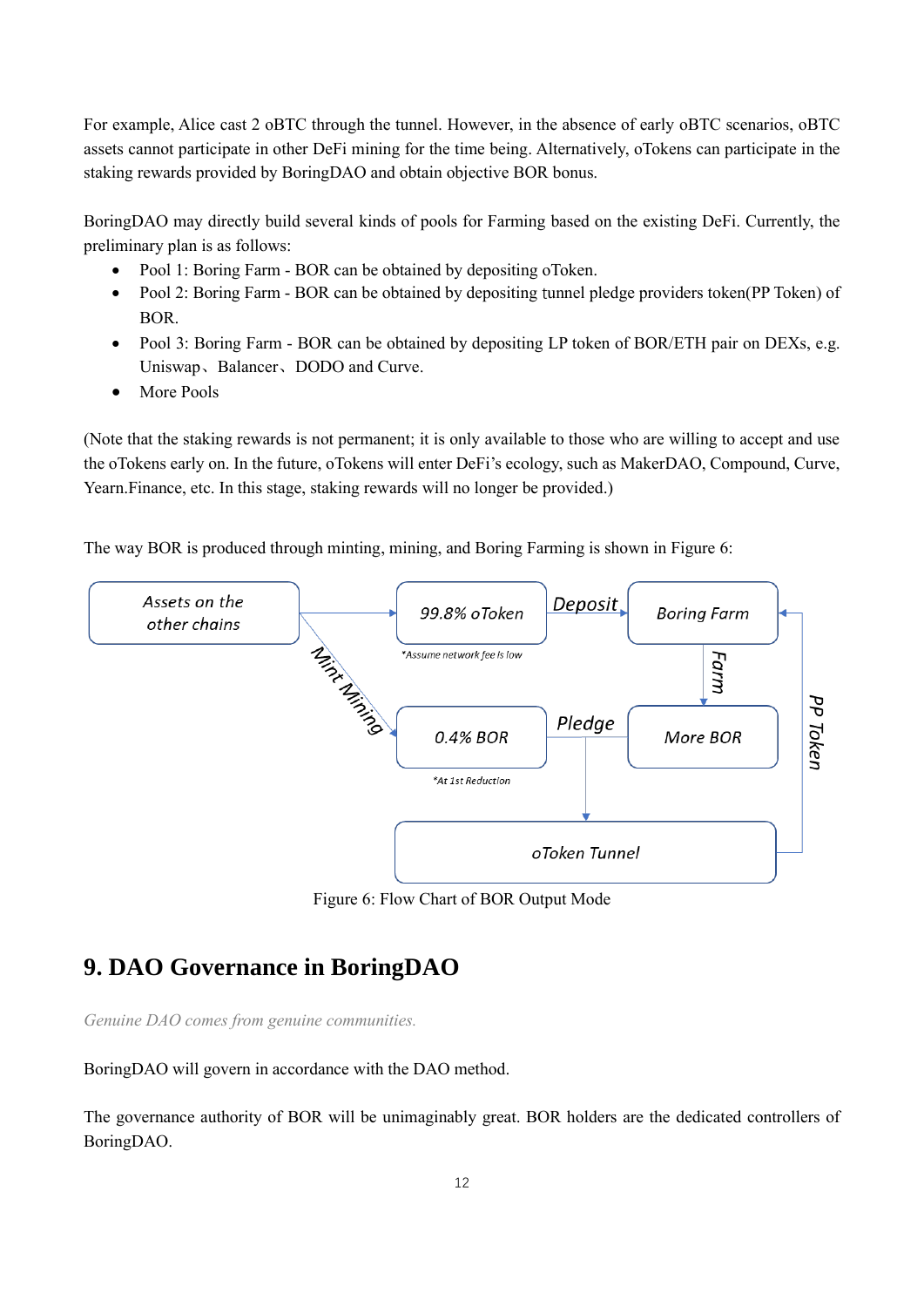For example, Alice cast 2 oBTC through the tunnel. However, in the absence of early oBTC scenarios, oBTC assets cannot participate in other DeFi mining for the time being. Alternatively, oTokens can participate in the staking rewards provided by BoringDAO and obtain objective BOR bonus.

BoringDAO may directly build several kinds of pools for Farming based on the existing DeFi. Currently, the preliminary plan is as follows:

- Pool 1: Boring Farm - BOR can be obtained by depositing oToken.
- Pool 2: Boring Farm - BOR can be obtained by depositing tunnel pledge providers token(PP Token) of BOR.
- Pool 3: Boring Farm - BOR can be obtained by depositing LP token of BOR/ETH pair on DEXs, e.g. Uniswap、Balancer、DODO and Curve.
- More Pools

(Note that the staking rewards is not permanent; it is only available to those who are willing to accept and use the oTokens early on. In the future, oTokens will enter DeFi's ecology, such as MakerDAO, Compound, Curve, Yearn.Finance, etc. In this stage, staking rewards will no longer be provided.)

The way BOR is produced through minting, mining, and Boring Farming is shown in Figure 6:

Assets on the other chains → 99.8% oToken (*Assume network fee is low) → Deposit → Boring Farm → Farm → More BOR

Assets on the other chains → Mint Mining → 0.4% BOR (*At 1st Reduction) → Pledge → oToken Tunnel → PP Token → Boring Farm

Figure 6: Flow Chart of BOR Output Mode

## 9. DAO Governance in BoringDAO

*Genuine DAO comes from genuine communities.*

BoringDAO will govern in accordance with the DAO method.

The governance authority of BOR will be unimaginably great. BOR holders are the dedicated controllers of BoringDAO.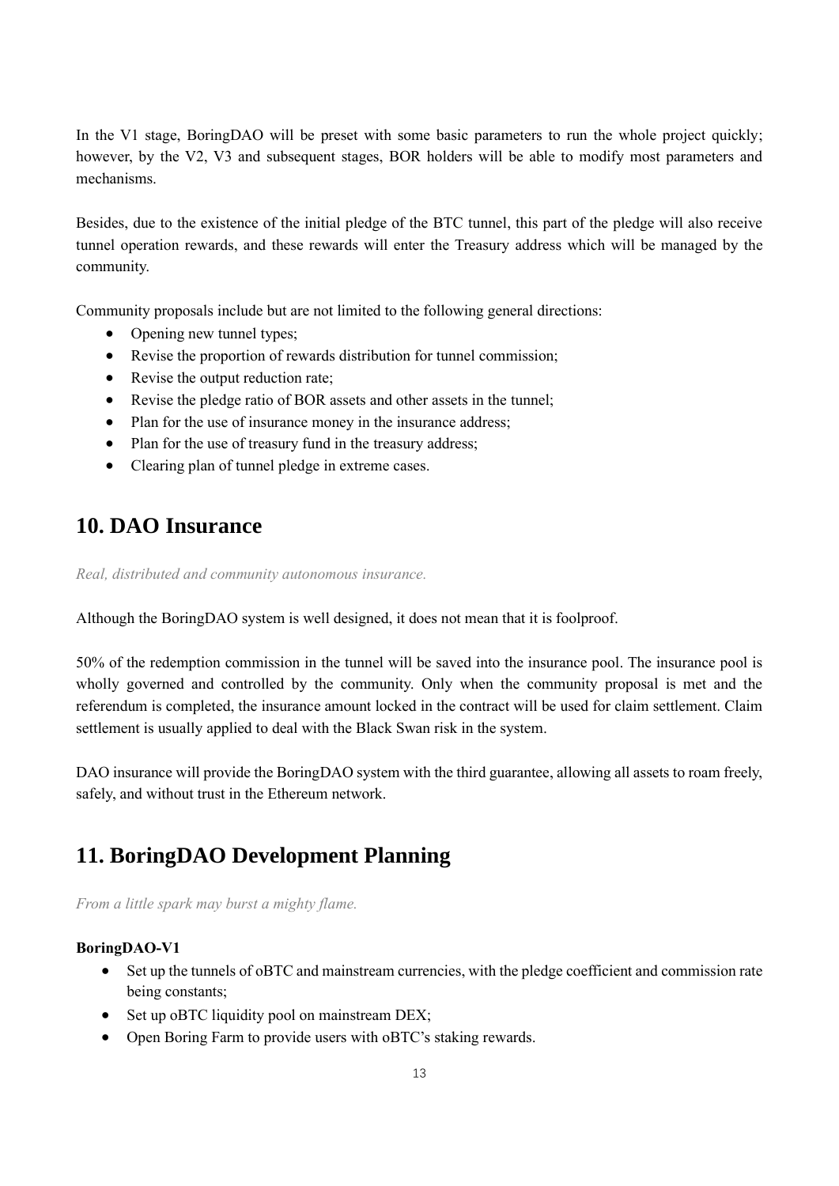In the V1 stage, BoringDAO will be preset with some basic parameters to run the whole project quickly; however, by the V2, V3 and subsequent stages, BOR holders will be able to modify most parameters and mechanisms.

Besides, due to the existence of the initial pledge of the BTC tunnel, this part of the pledge will also receive tunnel operation rewards, and these rewards will enter the Treasury address which will be managed by the community.

Community proposals include but are not limited to the following general directions:

- Opening new tunnel types;
- Revise the proportion of rewards distribution for tunnel commission;
- Revise the output reduction rate;
- Revise the pledge ratio of BOR assets and other assets in the tunnel;
- Plan for the use of insurance money in the insurance address;
- Plan for the use of treasury fund in the treasury address;
- Clearing plan of tunnel pledge in extreme cases.

## 10. DAO Insurance

*Real, distributed and community autonomous insurance.*

Although the BoringDAO system is well designed, it does not mean that it is foolproof.

50% of the redemption commission in the tunnel will be saved into the insurance pool. The insurance pool is wholly governed and controlled by the community. Only when the community proposal is met and the referendum is completed, the insurance amount locked in the contract will be used for claim settlement. Claim settlement is usually applied to deal with the Black Swan risk in the system.

DAO insurance will provide the BoringDAO system with the third guarantee, allowing all assets to roam freely, safely, and without trust in the Ethereum network.

## 11. BoringDAO Development Planning

*From a little spark may burst a mighty flame.*

**BoringDAO-V1**

- Set up the tunnels of oBTC and mainstream currencies, with the pledge coefficient and commission rate being constants;
- Set up oBTC liquidity pool on mainstream DEX;
- Open Boring Farm to provide users with oBTC's staking rewards.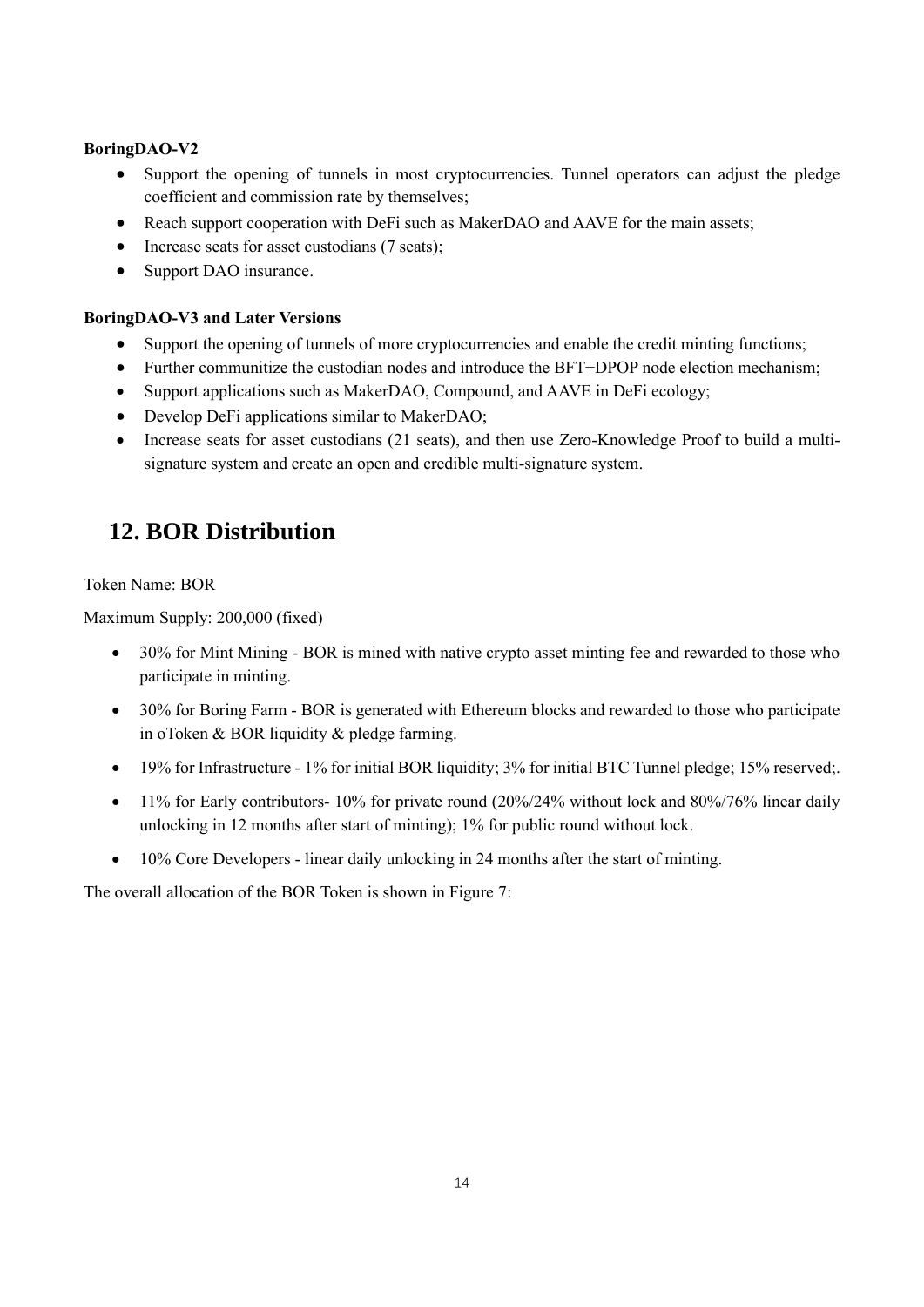**BoringDAO-V2**

- Support the opening of tunnels in most cryptocurrencies. Tunnel operators can adjust the pledge coefficient and commission rate by themselves;
- Reach support cooperation with DeFi such as MakerDAO and AAVE for the main assets;
- Increase seats for asset custodians (7 seats);
- Support DAO insurance.

**BoringDAO-V3 and Later Versions**

- Support the opening of tunnels of more cryptocurrencies and enable the credit minting functions;
- Further communitize the custodian nodes and introduce the BFT+DPOP node election mechanism;
- Support applications such as MakerDAO, Compound, and AAVE in DeFi ecology;
- Develop DeFi applications similar to MakerDAO;
- Increase seats for asset custodians (21 seats), and then use Zero-Knowledge Proof to build a multi-signature system and create an open and credible multi-signature system.

## 12. BOR Distribution

Token Name: BOR

Maximum Supply: 200,000 (fixed)

- 30% for Mint Mining - BOR is mined with native crypto asset minting fee and rewarded to those who participate in minting.
- 30% for Boring Farm - BOR is generated with Ethereum blocks and rewarded to those who participate in oToken & BOR liquidity & pledge farming.
- 19% for Infrastructure - 1% for initial BOR liquidity; 3% for initial BTC Tunnel pledge; 15% reserved;.
- 11% for Early contributors- 10% for private round (20%/24% without lock and 80%/76% linear daily unlocking in 12 months after start of minting); 1% for public round without lock.
- 10% Core Developers - linear daily unlocking in 24 months after the start of minting.

The overall allocation of the BOR Token is shown in Figure 7: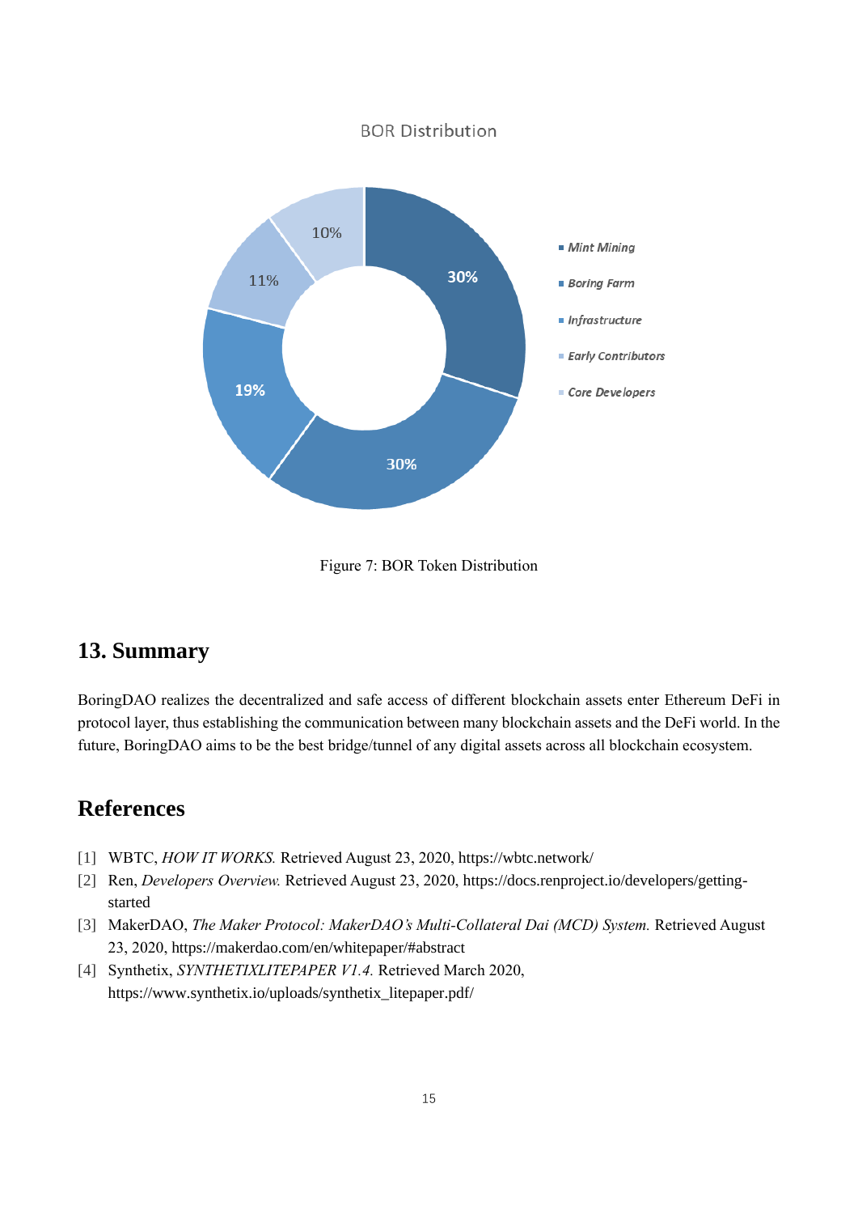BOR Distribution

30%

30%

19%

11%

10%

Mint Mining

Boring Farm

Infrastructure

Early Contributors

Core Developers

Figure 7: BOR Token Distribution

## 13. Summary

BoringDAO realizes the decentralized and safe access of different blockchain assets enter Ethereum DeFi in protocol layer, thus establishing the communication between many blockchain assets and the DeFi world. In the future, BoringDAO aims to be the best bridge/tunnel of any digital assets across all blockchain ecosystem.

## References

[1] WBTC, *HOW IT WORKS.* Retrieved August 23, 2020, https://wbtc.network/

[2] Ren, *Developers Overview.* Retrieved August 23, 2020, https://docs.renproject.io/developers/getting-started

[3] MakerDAO, *The Maker Protocol: MakerDAO's Multi-Collateral Dai (MCD) System.* Retrieved August 23, 2020, https://makerdao.com/en/whitepaper/#abstract

[4] Synthetix, *SYNTHETIXLITEPAPER V1.4.* Retrieved March 2020, https://www.synthetix.io/uploads/synthetix_litepaper.pdf/